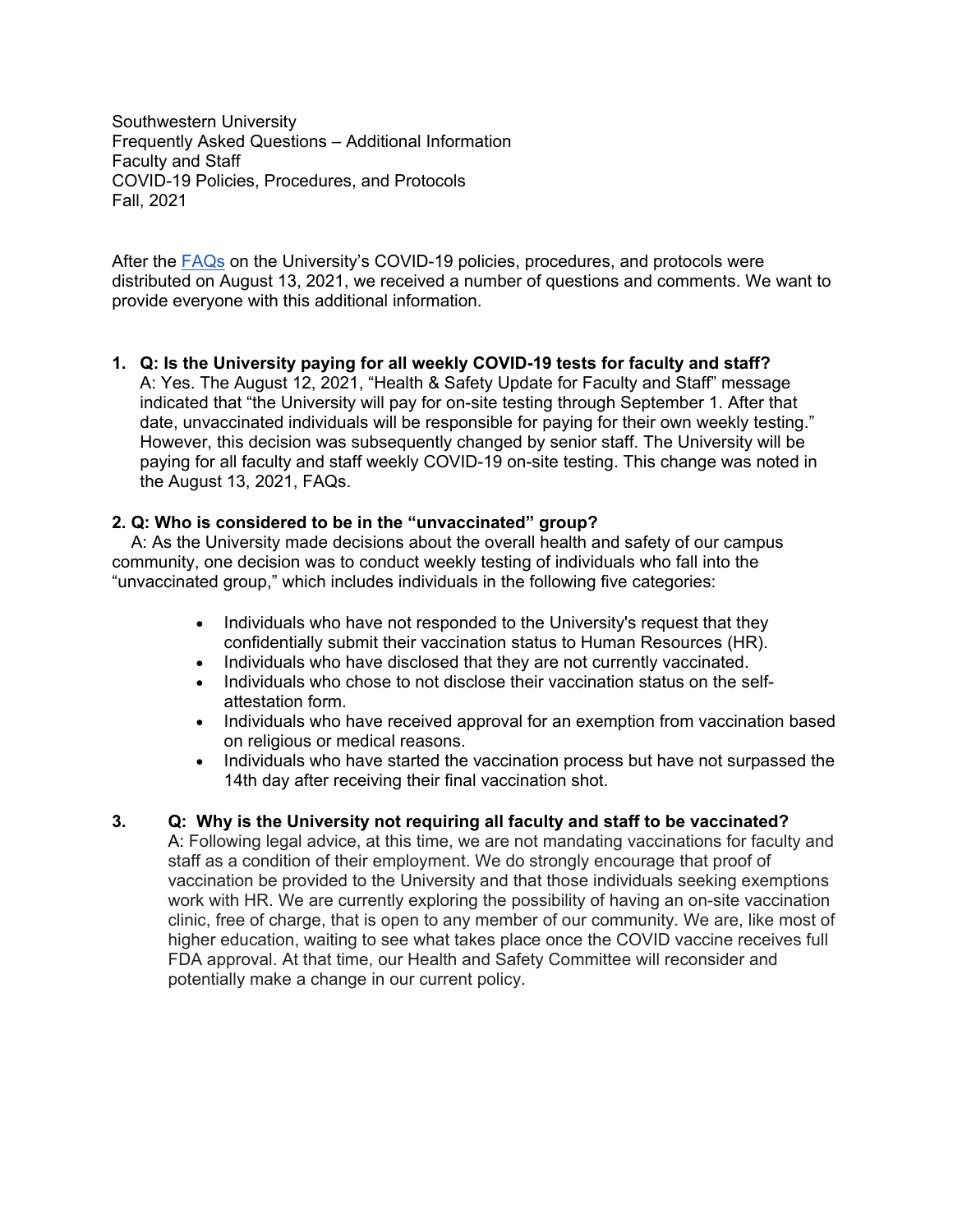Southwestern University
Frequently Asked Questions – Additional Information
Faculty and Staff
COVID-19 Policies, Procedures, and Protocols
Fall, 2021

After the [FAQs](#) on the University's COVID-19 policies, procedures, and protocols were distributed on August 13, 2021, we received a number of questions and comments. We want to provide everyone with this additional information.

1. **Q: Is the University paying for all weekly COVID-19 tests for faculty and staff?**
   A: Yes. The August 12, 2021, "Health & Safety Update for Faculty and Staff" message indicated that "the University will pay for on-site testing through September 1. After that date, unvaccinated individuals will be responsible for paying for their own weekly testing." However, this decision was subsequently changed by senior staff. The University will be paying for all faculty and staff weekly COVID-19 on-site testing. This change was noted in the August 13, 2021, FAQs.

2. **Q: Who is considered to be in the "unvaccinated" group?**
   A: As the University made decisions about the overall health and safety of our campus community, one decision was to conduct weekly testing of individuals who fall into the "unvaccinated group," which includes individuals in the following five categories:

   - Individuals who have not responded to the University's request that they confidentially submit their vaccination status to Human Resources (HR).
   - Individuals who have disclosed that they are not currently vaccinated.
   - Individuals who chose to not disclose their vaccination status on the self-attestation form.
   - Individuals who have received approval for an exemption from vaccination based on religious or medical reasons.
   - Individuals who have started the vaccination process but have not surpassed the 14th day after receiving their final vaccination shot.

3. **Q: Why is the University not requiring all faculty and staff to be vaccinated?**
   A: Following legal advice, at this time, we are not mandating vaccinations for faculty and staff as a condition of their employment. We do strongly encourage that proof of vaccination be provided to the University and that those individuals seeking exemptions work with HR. We are currently exploring the possibility of having an on-site vaccination clinic, free of charge, that is open to any member of our community. We are, like most of higher education, waiting to see what takes place once the COVID vaccine receives full FDA approval. At that time, our Health and Safety Committee will reconsider and potentially make a change in our current policy.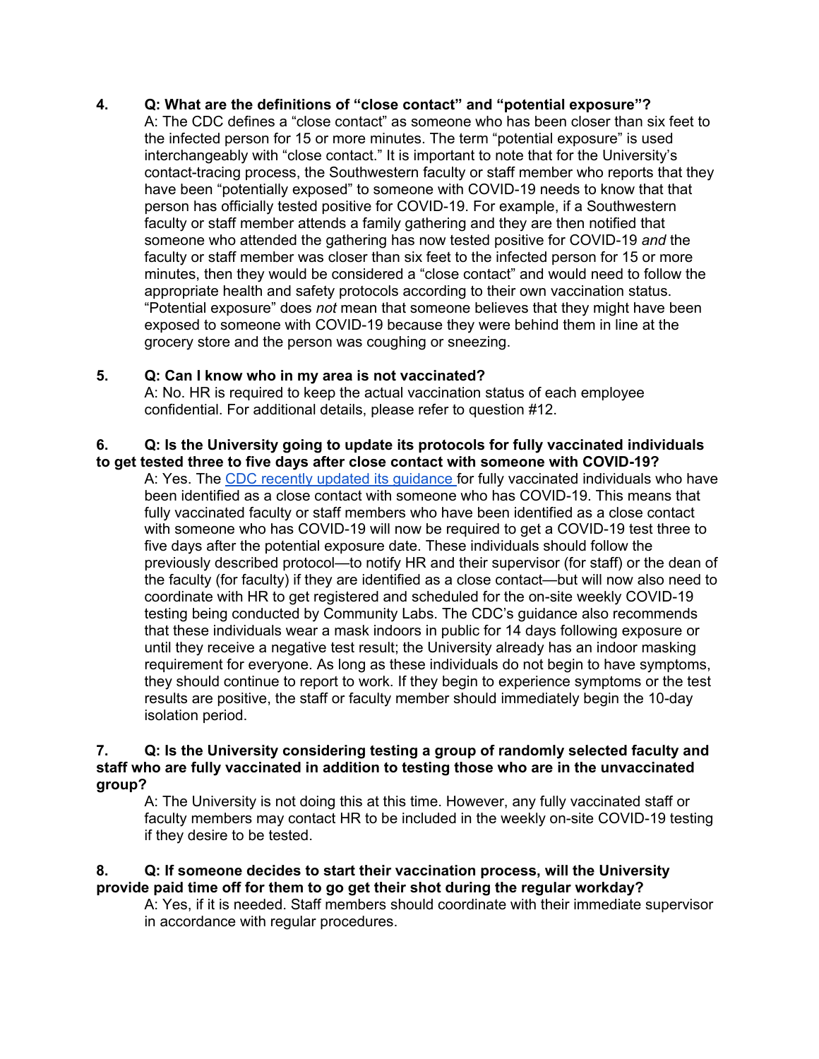**4. Q: What are the definitions of "close contact" and "potential exposure"?**

A: The CDC defines a "close contact" as someone who has been closer than six feet to the infected person for 15 or more minutes. The term "potential exposure" is used interchangeably with "close contact." It is important to note that for the University's contact-tracing process, the Southwestern faculty or staff member who reports that they have been "potentially exposed" to someone with COVID-19 needs to know that that person has officially tested positive for COVID-19. For example, if a Southwestern faculty or staff member attends a family gathering and they are then notified that someone who attended the gathering has now tested positive for COVID-19 *and* the faculty or staff member was closer than six feet to the infected person for 15 or more minutes, then they would be considered a "close contact" and would need to follow the appropriate health and safety protocols according to their own vaccination status. "Potential exposure" does *not* mean that someone believes that they might have been exposed to someone with COVID-19 because they were behind them in line at the grocery store and the person was coughing or sneezing.

**5. Q: Can I know who in my area is not vaccinated?**

A: No. HR is required to keep the actual vaccination status of each employee confidential. For additional details, please refer to question #12.

**6. Q: Is the University going to update its protocols for fully vaccinated individuals to get tested three to five days after close contact with someone with COVID-19?**

A: Yes. The [CDC recently updated its guidance](#) for fully vaccinated individuals who have been identified as a close contact with someone who has COVID-19. This means that fully vaccinated faculty or staff members who have been identified as a close contact with someone who has COVID-19 will now be required to get a COVID-19 test three to five days after the potential exposure date. These individuals should follow the previously described protocol—to notify HR and their supervisor (for staff) or the dean of the faculty (for faculty) if they are identified as a close contact—but will now also need to coordinate with HR to get registered and scheduled for the on-site weekly COVID-19 testing being conducted by Community Labs. The CDC's guidance also recommends that these individuals wear a mask indoors in public for 14 days following exposure or until they receive a negative test result; the University already has an indoor masking requirement for everyone. As long as these individuals do not begin to have symptoms, they should continue to report to work. If they begin to experience symptoms or the test results are positive, the staff or faculty member should immediately begin the 10-day isolation period.

**7. Q: Is the University considering testing a group of randomly selected faculty and staff who are fully vaccinated in addition to testing those who are in the unvaccinated group?**

A: The University is not doing this at this time. However, any fully vaccinated staff or faculty members may contact HR to be included in the weekly on-site COVID-19 testing if they desire to be tested.

**8. Q: If someone decides to start their vaccination process, will the University provide paid time off for them to go get their shot during the regular workday?**

A: Yes, if it is needed. Staff members should coordinate with their immediate supervisor in accordance with regular procedures.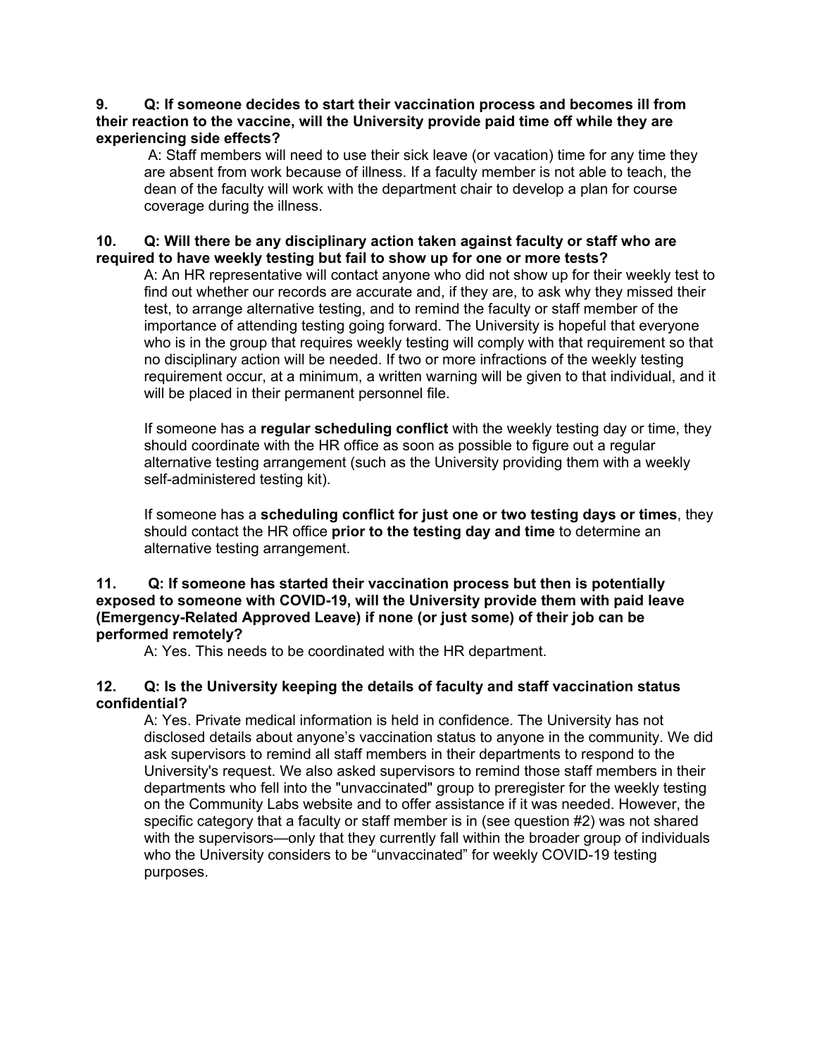**9. Q: If someone decides to start their vaccination process and becomes ill from their reaction to the vaccine, will the University provide paid time off while they are experiencing side effects?**

A: Staff members will need to use their sick leave (or vacation) time for any time they are absent from work because of illness. If a faculty member is not able to teach, the dean of the faculty will work with the department chair to develop a plan for course coverage during the illness.

**10. Q: Will there be any disciplinary action taken against faculty or staff who are required to have weekly testing but fail to show up for one or more tests?**

A: An HR representative will contact anyone who did not show up for their weekly test to find out whether our records are accurate and, if they are, to ask why they missed their test, to arrange alternative testing, and to remind the faculty or staff member of the importance of attending testing going forward. The University is hopeful that everyone who is in the group that requires weekly testing will comply with that requirement so that no disciplinary action will be needed. If two or more infractions of the weekly testing requirement occur, at a minimum, a written warning will be given to that individual, and it will be placed in their permanent personnel file.

If someone has a **regular scheduling conflict** with the weekly testing day or time, they should coordinate with the HR office as soon as possible to figure out a regular alternative testing arrangement (such as the University providing them with a weekly self-administered testing kit).

If someone has a **scheduling conflict for just one or two testing days or times**, they should contact the HR office **prior to the testing day and time** to determine an alternative testing arrangement.

**11. Q: If someone has started their vaccination process but then is potentially exposed to someone with COVID-19, will the University provide them with paid leave (Emergency-Related Approved Leave) if none (or just some) of their job can be performed remotely?**

A: Yes. This needs to be coordinated with the HR department.

**12. Q: Is the University keeping the details of faculty and staff vaccination status confidential?**

A: Yes. Private medical information is held in confidence. The University has not disclosed details about anyone's vaccination status to anyone in the community. We did ask supervisors to remind all staff members in their departments to respond to the University's request. We also asked supervisors to remind those staff members in their departments who fell into the "unvaccinated" group to preregister for the weekly testing on the Community Labs website and to offer assistance if it was needed. However, the specific category that a faculty or staff member is in (see question #2) was not shared with the supervisors—only that they currently fall within the broader group of individuals who the University considers to be "unvaccinated" for weekly COVID-19 testing purposes.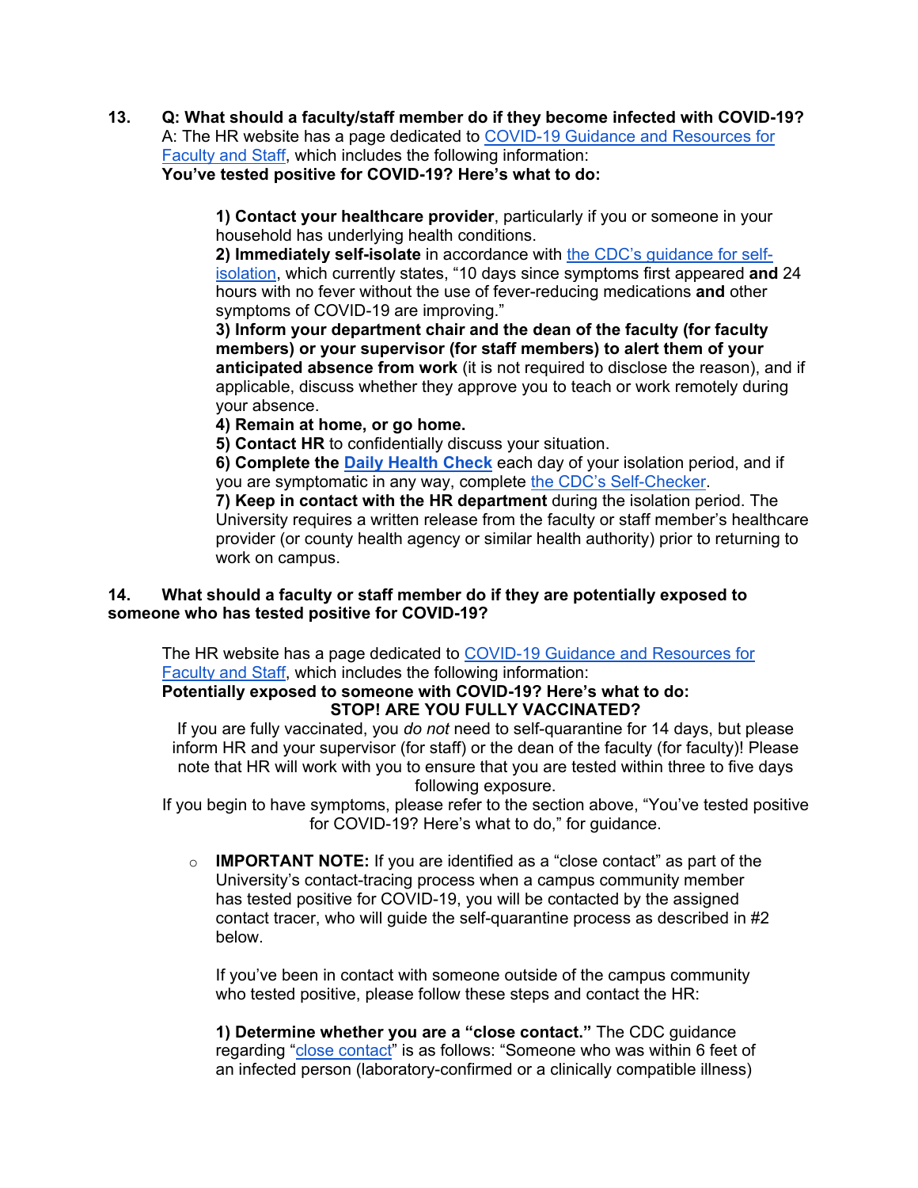13. **Q: What should a faculty/staff member do if they become infected with COVID-19?**
A: The HR website has a page dedicated to COVID-19 Guidance and Resources for Faculty and Staff, which includes the following information:
**You've tested positive for COVID-19? Here's what to do:**

> **1) Contact your healthcare provider**, particularly if you or someone in your household has underlying health conditions.
> **2) Immediately self-isolate** in accordance with the CDC's guidance for self-isolation, which currently states, "10 days since symptoms first appeared **and** 24 hours with no fever without the use of fever-reducing medications **and** other symptoms of COVID-19 are improving."
> **3) Inform your department chair and the dean of the faculty (for faculty members) or your supervisor (for staff members) to alert them of your anticipated absence from work** (it is not required to disclose the reason), and if applicable, discuss whether they approve you to teach or work remotely during your absence.
> **4) Remain at home, or go home.**
> **5) Contact HR** to confidentially discuss your situation.
> **6) Complete the Daily Health Check** each day of your isolation period, and if you are symptomatic in any way, complete the CDC's Self-Checker.
> **7) Keep in contact with the HR department** during the isolation period. The University requires a written release from the faculty or staff member's healthcare provider (or county health agency or similar health authority) prior to returning to work on campus.

14. **What should a faculty or staff member do if they are potentially exposed to someone who has tested positive for COVID-19?**

The HR website has a page dedicated to COVID-19 Guidance and Resources for Faculty and Staff, which includes the following information:
**Potentially exposed to someone with COVID-19? Here's what to do:**

**STOP! ARE YOU FULLY VACCINATED?**

If you are fully vaccinated, you *do not* need to self-quarantine for 14 days, but please inform HR and your supervisor (for staff) or the dean of the faculty (for faculty)! Please note that HR will work with you to ensure that you are tested within three to five days following exposure.

If you begin to have symptoms, please refer to the section above, "You've tested positive for COVID-19? Here's what to do," for guidance.

- **IMPORTANT NOTE:** If you are identified as a "close contact" as part of the University's contact-tracing process when a campus community member has tested positive for COVID-19, you will be contacted by the assigned contact tracer, who will guide the self-quarantine process as described in #2 below.

  If you've been in contact with someone outside of the campus community who tested positive, please follow these steps and contact the HR:

  **1) Determine whether you are a "close contact."** The CDC guidance regarding "close contact" is as follows: "Someone who was within 6 feet of an infected person (laboratory-confirmed or a clinically compatible illness)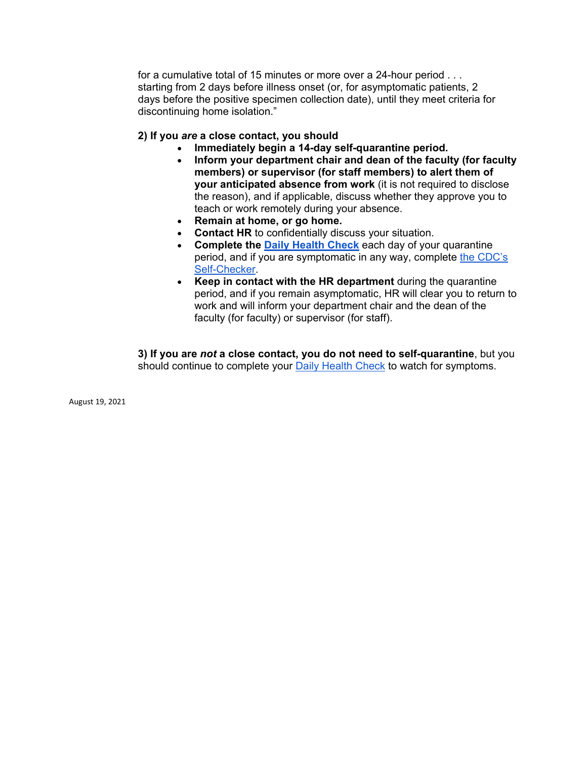for a cumulative total of 15 minutes or more over a 24-hour period . . . starting from 2 days before illness onset (or, for asymptomatic patients, 2 days before the positive specimen collection date), until they meet criteria for discontinuing home isolation."

**2) If you *are* a close contact, you should**

- **Immediately begin a 14-day self-quarantine period.**
- **Inform your department chair and dean of the faculty (for faculty members) or supervisor (for staff members) to alert them of your anticipated absence from work** (it is not required to disclose the reason), and if applicable, discuss whether they approve you to teach or work remotely during your absence.
- **Remain at home, or go home.**
- **Contact HR** to confidentially discuss your situation.
- **Complete the Daily Health Check** each day of your quarantine period, and if you are symptomatic in any way, complete the CDC's Self-Checker.
- **Keep in contact with the HR department** during the quarantine period, and if you remain asymptomatic, HR will clear you to return to work and will inform your department chair and the dean of the faculty (for faculty) or supervisor (for staff).

**3) If you are *not* a close contact, you do not need to self-quarantine**, but you should continue to complete your Daily Health Check to watch for symptoms.

August 19, 2021